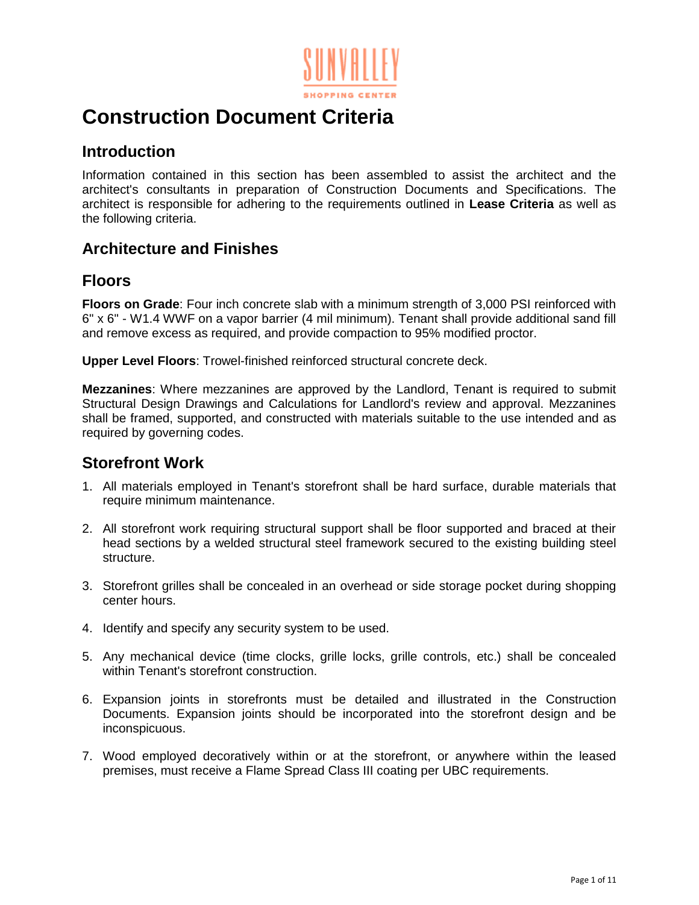SUNVALLEY SHOPPING CENTER

# Construction Document Criteria

## Introduction

Information contained in this section has been assembled to assist the architect and the architect's consultants in preparation of Construction Documents and Specifications. The architect is responsible for adhering to the requirements outlined in **Lease Criteria** as well as the following criteria.

## Architecture and Finishes

## Floors

**Floors on Grade**: Four inch concrete slab with a minimum strength of 3,000 PSI reinforced with 6" x 6" - W1.4 WWF on a vapor barrier (4 mil minimum). Tenant shall provide additional sand fill and remove excess as required, and provide compaction to 95% modified proctor.

**Upper Level Floors**: Trowel-finished reinforced structural concrete deck.

**Mezzanines**: Where mezzanines are approved by the Landlord, Tenant is required to submit Structural Design Drawings and Calculations for Landlord's review and approval. Mezzanines shall be framed, supported, and constructed with materials suitable to the use intended and as required by governing codes.

## Storefront Work

1. All materials employed in Tenant's storefront shall be hard surface, durable materials that require minimum maintenance.

2. All storefront work requiring structural support shall be floor supported and braced at their head sections by a welded structural steel framework secured to the existing building steel structure.

3. Storefront grilles shall be concealed in an overhead or side storage pocket during shopping center hours.

4. Identify and specify any security system to be used.

5. Any mechanical device (time clocks, grille locks, grille controls, etc.) shall be concealed within Tenant's storefront construction.

6. Expansion joints in storefronts must be detailed and illustrated in the Construction Documents. Expansion joints should be incorporated into the storefront design and be inconspicuous.

7. Wood employed decoratively within or at the storefront, or anywhere within the leased premises, must receive a Flame Spread Class III coating per UBC requirements.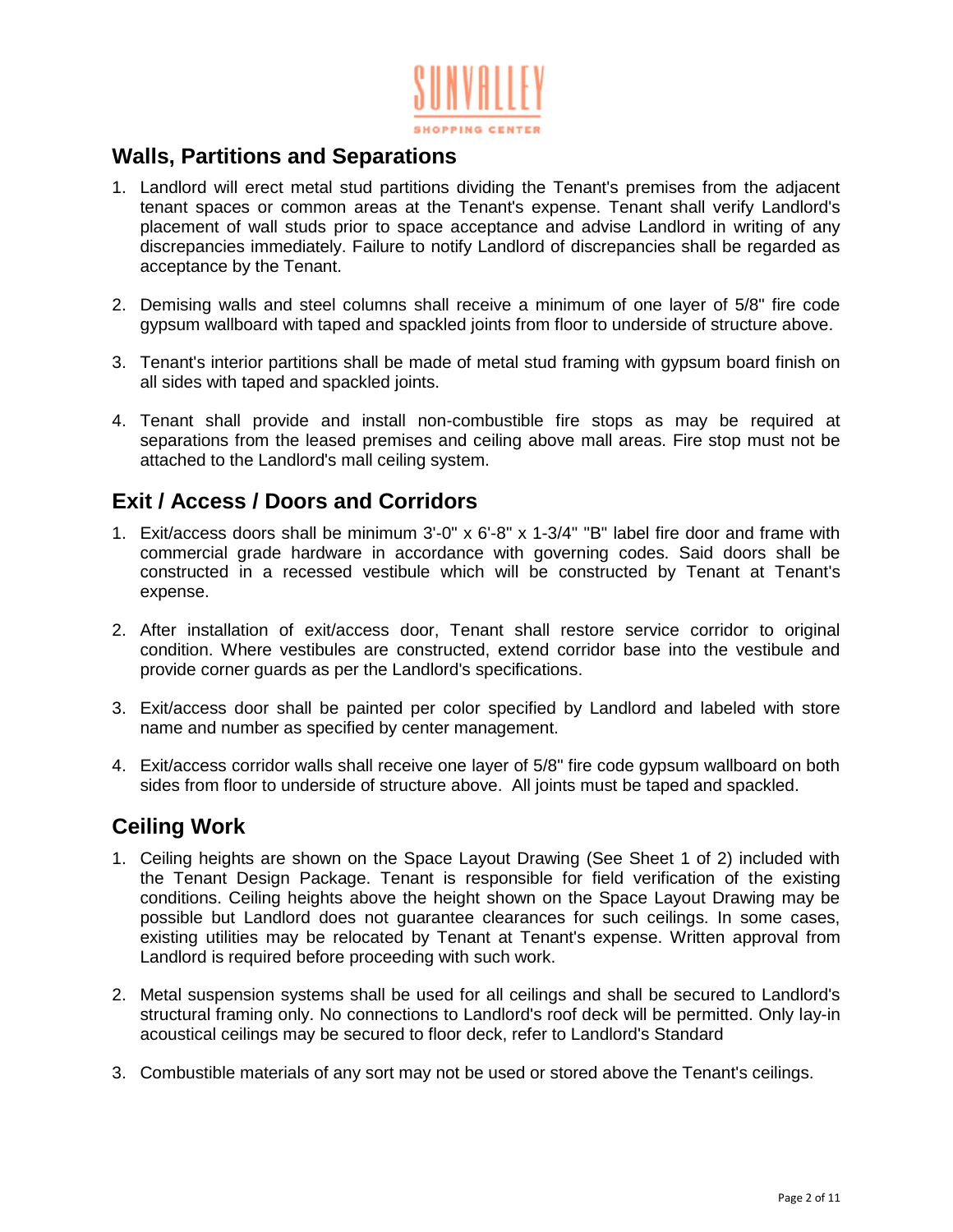## Walls, Partitions and Separations

1. Landlord will erect metal stud partitions dividing the Tenant's premises from the adjacent tenant spaces or common areas at the Tenant's expense. Tenant shall verify Landlord's placement of wall studs prior to space acceptance and advise Landlord in writing of any discrepancies immediately. Failure to notify Landlord of discrepancies shall be regarded as acceptance by the Tenant.

2. Demising walls and steel columns shall receive a minimum of one layer of 5/8" fire code gypsum wallboard with taped and spackled joints from floor to underside of structure above.

3. Tenant's interior partitions shall be made of metal stud framing with gypsum board finish on all sides with taped and spackled joints.

4. Tenant shall provide and install non-combustible fire stops as may be required at separations from the leased premises and ceiling above mall areas. Fire stop must not be attached to the Landlord's mall ceiling system.

## Exit / Access / Doors and Corridors

1. Exit/access doors shall be minimum 3'-0" x 6'-8" x 1-3/4" "B" label fire door and frame with commercial grade hardware in accordance with governing codes. Said doors shall be constructed in a recessed vestibule which will be constructed by Tenant at Tenant's expense.

2. After installation of exit/access door, Tenant shall restore service corridor to original condition. Where vestibules are constructed, extend corridor base into the vestibule and provide corner guards as per the Landlord's specifications.

3. Exit/access door shall be painted per color specified by Landlord and labeled with store name and number as specified by center management.

4. Exit/access corridor walls shall receive one layer of 5/8" fire code gypsum wallboard on both sides from floor to underside of structure above. All joints must be taped and spackled.

## Ceiling Work

1. Ceiling heights are shown on the Space Layout Drawing (See Sheet 1 of 2) included with the Tenant Design Package. Tenant is responsible for field verification of the existing conditions. Ceiling heights above the height shown on the Space Layout Drawing may be possible but Landlord does not guarantee clearances for such ceilings. In some cases, existing utilities may be relocated by Tenant at Tenant's expense. Written approval from Landlord is required before proceeding with such work.

2. Metal suspension systems shall be used for all ceilings and shall be secured to Landlord's structural framing only. No connections to Landlord's roof deck will be permitted. Only lay-in acoustical ceilings may be secured to floor deck, refer to Landlord's Standard

3. Combustible materials of any sort may not be used or stored above the Tenant's ceilings.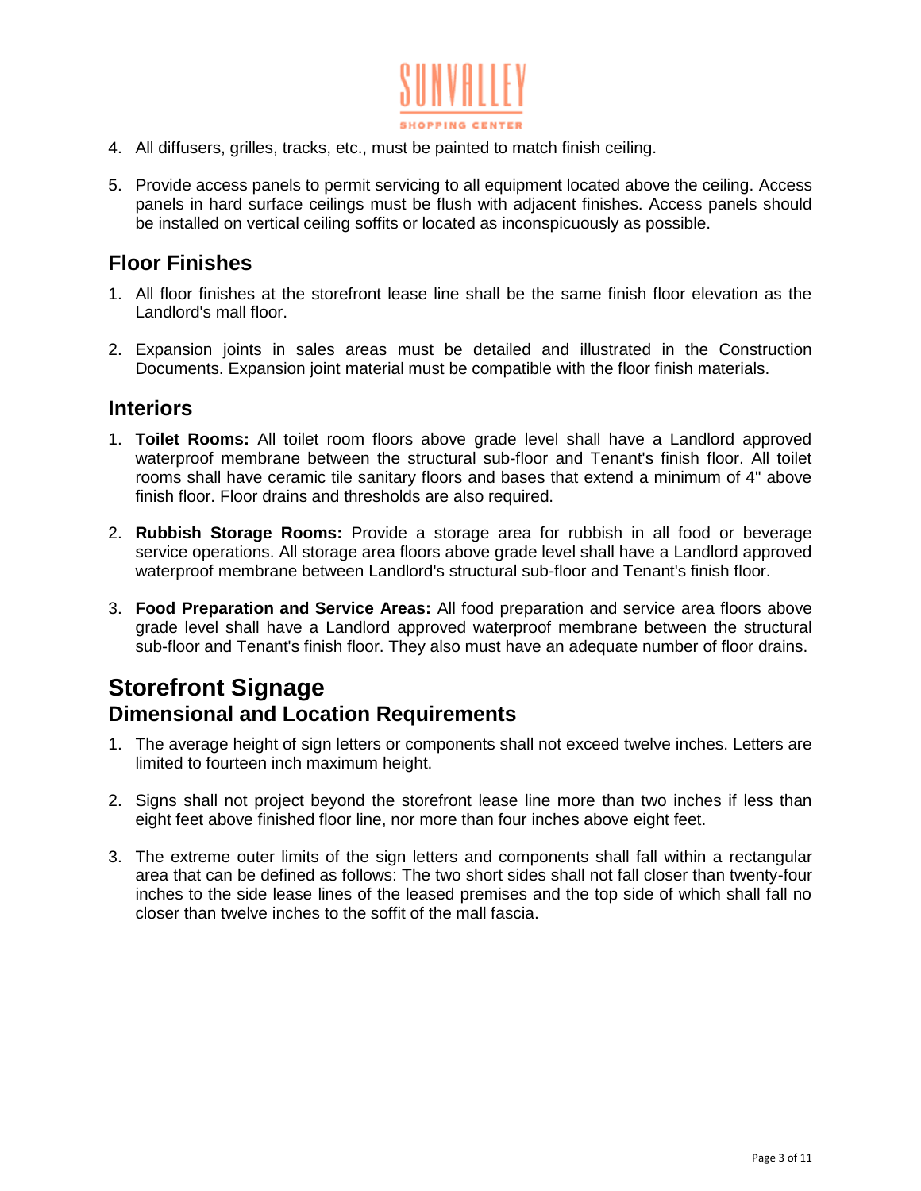4. All diffusers, grilles, tracks, etc., must be painted to match finish ceiling.

5. Provide access panels to permit servicing to all equipment located above the ceiling. Access panels in hard surface ceilings must be flush with adjacent finishes. Access panels should be installed on vertical ceiling soffits or located as inconspicuously as possible.

## Floor Finishes

1. All floor finishes at the storefront lease line shall be the same finish floor elevation as the Landlord's mall floor.

2. Expansion joints in sales areas must be detailed and illustrated in the Construction Documents. Expansion joint material must be compatible with the floor finish materials.

## Interiors

1. **Toilet Rooms:** All toilet room floors above grade level shall have a Landlord approved waterproof membrane between the structural sub-floor and Tenant's finish floor. All toilet rooms shall have ceramic tile sanitary floors and bases that extend a minimum of 4" above finish floor. Floor drains and thresholds are also required.

2. **Rubbish Storage Rooms:** Provide a storage area for rubbish in all food or beverage service operations. All storage area floors above grade level shall have a Landlord approved waterproof membrane between Landlord's structural sub-floor and Tenant's finish floor.

3. **Food Preparation and Service Areas:** All food preparation and service area floors above grade level shall have a Landlord approved waterproof membrane between the structural sub-floor and Tenant's finish floor. They also must have an adequate number of floor drains.

# Storefront Signage

## Dimensional and Location Requirements

1. The average height of sign letters or components shall not exceed twelve inches. Letters are limited to fourteen inch maximum height.

2. Signs shall not project beyond the storefront lease line more than two inches if less than eight feet above finished floor line, nor more than four inches above eight feet.

3. The extreme outer limits of the sign letters and components shall fall within a rectangular area that can be defined as follows: The two short sides shall not fall closer than twenty-four inches to the side lease lines of the leased premises and the top side of which shall fall no closer than twelve inches to the soffit of the mall fascia.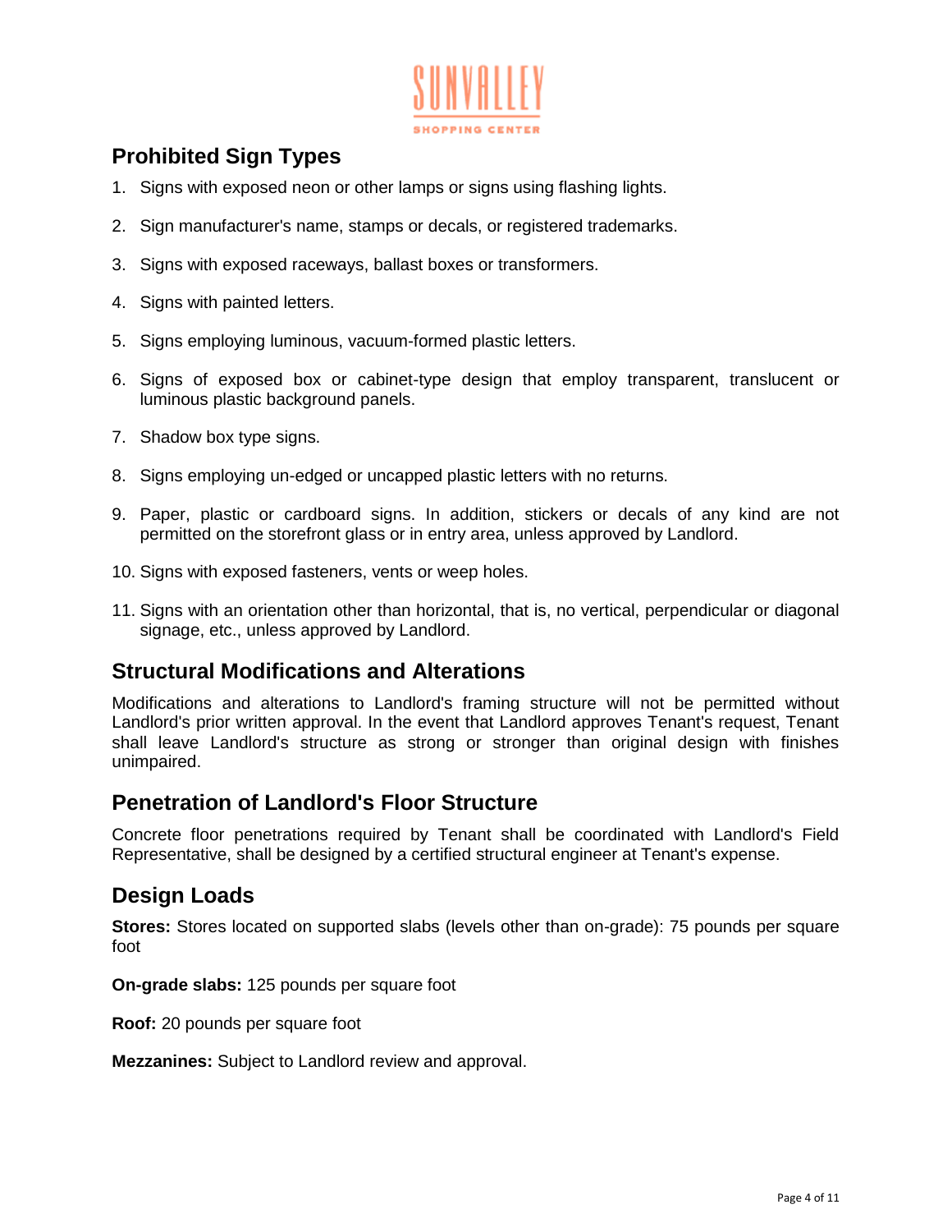## Prohibited Sign Types

1. Signs with exposed neon or other lamps or signs using flashing lights.
2. Sign manufacturer's name, stamps or decals, or registered trademarks.
3. Signs with exposed raceways, ballast boxes or transformers.
4. Signs with painted letters.
5. Signs employing luminous, vacuum-formed plastic letters.
6. Signs of exposed box or cabinet-type design that employ transparent, translucent or luminous plastic background panels.
7. Shadow box type signs.
8. Signs employing un-edged or uncapped plastic letters with no returns.
9. Paper, plastic or cardboard signs. In addition, stickers or decals of any kind are not permitted on the storefront glass or in entry area, unless approved by Landlord.
10. Signs with exposed fasteners, vents or weep holes.
11. Signs with an orientation other than horizontal, that is, no vertical, perpendicular or diagonal signage, etc., unless approved by Landlord.

## Structural Modifications and Alterations

Modifications and alterations to Landlord's framing structure will not be permitted without Landlord's prior written approval. In the event that Landlord approves Tenant's request, Tenant shall leave Landlord's structure as strong or stronger than original design with finishes unimpaired.

## Penetration of Landlord's Floor Structure

Concrete floor penetrations required by Tenant shall be coordinated with Landlord's Field Representative, shall be designed by a certified structural engineer at Tenant's expense.

## Design Loads

**Stores:** Stores located on supported slabs (levels other than on-grade): 75 pounds per square foot

**On-grade slabs:** 125 pounds per square foot

**Roof:** 20 pounds per square foot

**Mezzanines:** Subject to Landlord review and approval.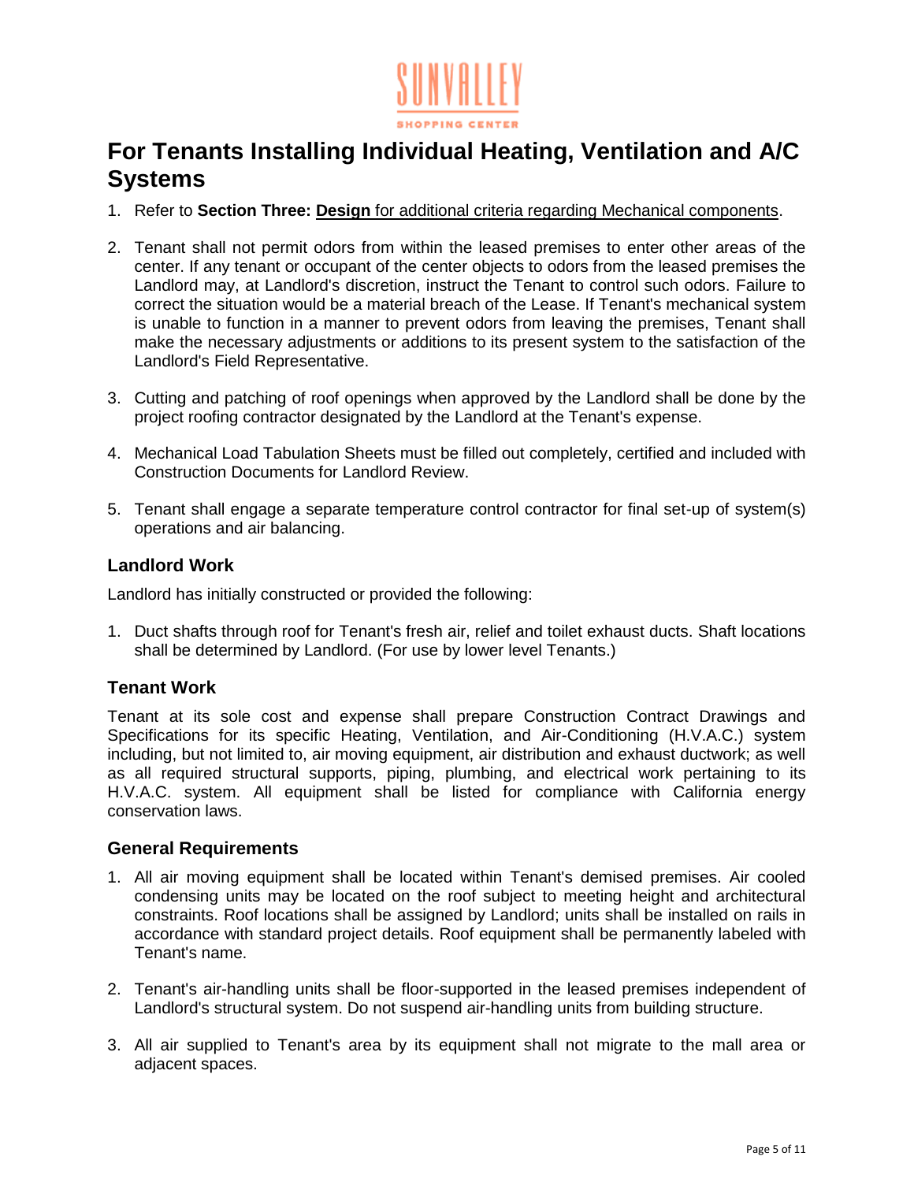# For Tenants Installing Individual Heating, Ventilation and A/C Systems

1. Refer to **Section Three: Design** for additional criteria regarding Mechanical components.

2. Tenant shall not permit odors from within the leased premises to enter other areas of the center. If any tenant or occupant of the center objects to odors from the leased premises the Landlord may, at Landlord's discretion, instruct the Tenant to control such odors. Failure to correct the situation would be a material breach of the Lease. If Tenant's mechanical system is unable to function in a manner to prevent odors from leaving the premises, Tenant shall make the necessary adjustments or additions to its present system to the satisfaction of the Landlord's Field Representative.

3. Cutting and patching of roof openings when approved by the Landlord shall be done by the project roofing contractor designated by the Landlord at the Tenant's expense.

4. Mechanical Load Tabulation Sheets must be filled out completely, certified and included with Construction Documents for Landlord Review.

5. Tenant shall engage a separate temperature control contractor for final set-up of system(s) operations and air balancing.

### Landlord Work

Landlord has initially constructed or provided the following:

1. Duct shafts through roof for Tenant's fresh air, relief and toilet exhaust ducts. Shaft locations shall be determined by Landlord. (For use by lower level Tenants.)

### Tenant Work

Tenant at its sole cost and expense shall prepare Construction Contract Drawings and Specifications for its specific Heating, Ventilation, and Air-Conditioning (H.V.A.C.) system including, but not limited to, air moving equipment, air distribution and exhaust ductwork; as well as all required structural supports, piping, plumbing, and electrical work pertaining to its H.V.A.C. system. All equipment shall be listed for compliance with California energy conservation laws.

### General Requirements

1. All air moving equipment shall be located within Tenant's demised premises. Air cooled condensing units may be located on the roof subject to meeting height and architectural constraints. Roof locations shall be assigned by Landlord; units shall be installed on rails in accordance with standard project details. Roof equipment shall be permanently labeled with Tenant's name.

2. Tenant's air-handling units shall be floor-supported in the leased premises independent of Landlord's structural system. Do not suspend air-handling units from building structure.

3. All air supplied to Tenant's area by its equipment shall not migrate to the mall area or adjacent spaces.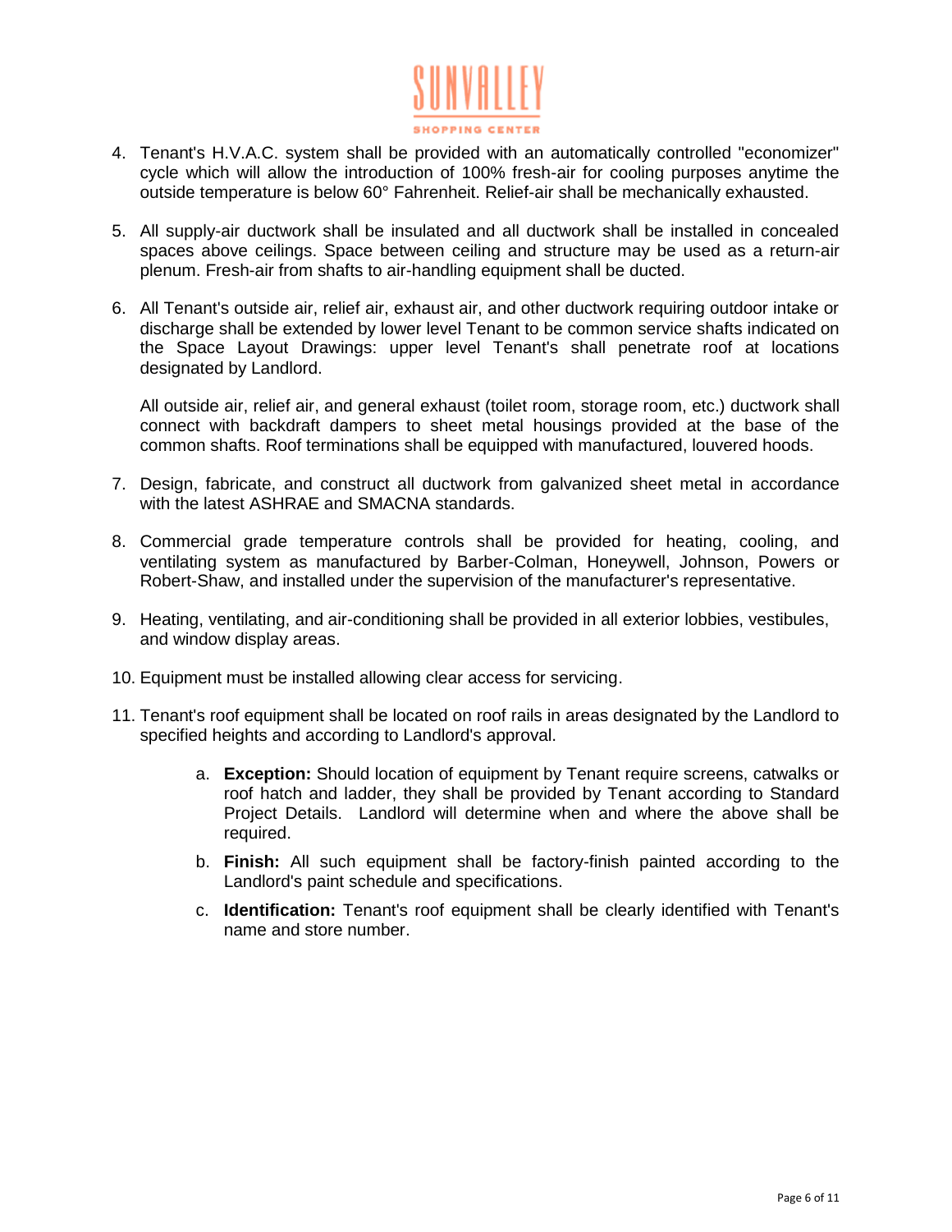4. Tenant's H.V.A.C. system shall be provided with an automatically controlled "economizer" cycle which will allow the introduction of 100% fresh-air for cooling purposes anytime the outside temperature is below 60° Fahrenheit. Relief-air shall be mechanically exhausted.

5. All supply-air ductwork shall be insulated and all ductwork shall be installed in concealed spaces above ceilings. Space between ceiling and structure may be used as a return-air plenum. Fresh-air from shafts to air-handling equipment shall be ducted.

6. All Tenant's outside air, relief air, exhaust air, and other ductwork requiring outdoor intake or discharge shall be extended by lower level Tenant to be common service shafts indicated on the Space Layout Drawings: upper level Tenant's shall penetrate roof at locations designated by Landlord.

   All outside air, relief air, and general exhaust (toilet room, storage room, etc.) ductwork shall connect with backdraft dampers to sheet metal housings provided at the base of the common shafts. Roof terminations shall be equipped with manufactured, louvered hoods.

7. Design, fabricate, and construct all ductwork from galvanized sheet metal in accordance with the latest ASHRAE and SMACNA standards.

8. Commercial grade temperature controls shall be provided for heating, cooling, and ventilating system as manufactured by Barber-Colman, Honeywell, Johnson, Powers or Robert-Shaw, and installed under the supervision of the manufacturer's representative.

9. Heating, ventilating, and air-conditioning shall be provided in all exterior lobbies, vestibules, and window display areas.

10. Equipment must be installed allowing clear access for servicing.

11. Tenant's roof equipment shall be located on roof rails in areas designated by the Landlord to specified heights and according to Landlord's approval.

    a. **Exception:** Should location of equipment by Tenant require screens, catwalks or roof hatch and ladder, they shall be provided by Tenant according to Standard Project Details. Landlord will determine when and where the above shall be required.

    b. **Finish:** All such equipment shall be factory-finish painted according to the Landlord's paint schedule and specifications.

    c. **Identification:** Tenant's roof equipment shall be clearly identified with Tenant's name and store number.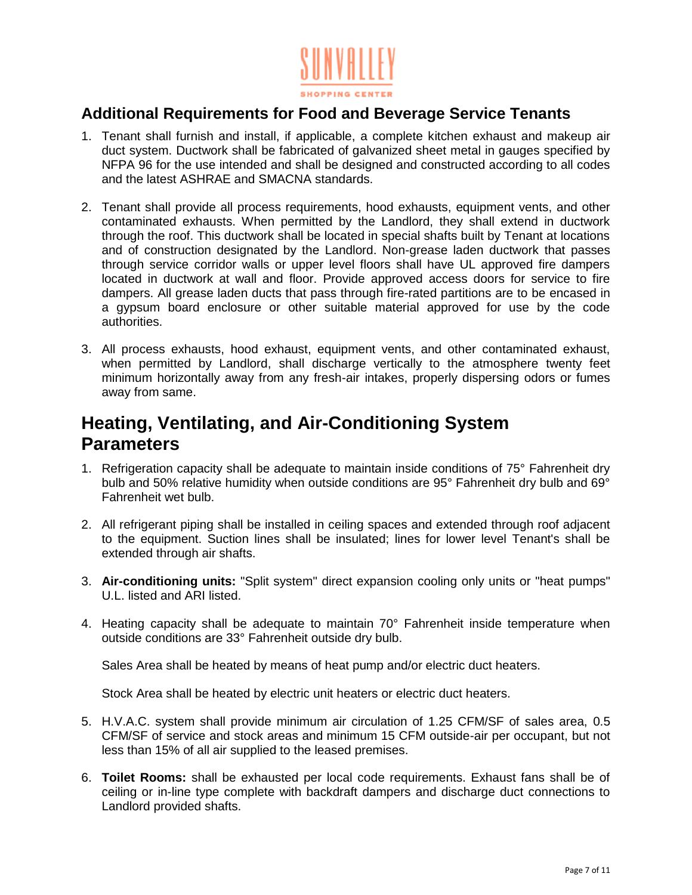## Additional Requirements for Food and Beverage Service Tenants

1. Tenant shall furnish and install, if applicable, a complete kitchen exhaust and makeup air duct system. Ductwork shall be fabricated of galvanized sheet metal in gauges specified by NFPA 96 for the use intended and shall be designed and constructed according to all codes and the latest ASHRAE and SMACNA standards.

2. Tenant shall provide all process requirements, hood exhausts, equipment vents, and other contaminated exhausts. When permitted by the Landlord, they shall extend in ductwork through the roof. This ductwork shall be located in special shafts built by Tenant at locations and of construction designated by the Landlord. Non-grease laden ductwork that passes through service corridor walls or upper level floors shall have UL approved fire dampers located in ductwork at wall and floor. Provide approved access doors for service to fire dampers. All grease laden ducts that pass through fire-rated partitions are to be encased in a gypsum board enclosure or other suitable material approved for use by the code authorities.

3. All process exhausts, hood exhaust, equipment vents, and other contaminated exhaust, when permitted by Landlord, shall discharge vertically to the atmosphere twenty feet minimum horizontally away from any fresh-air intakes, properly dispersing odors or fumes away from same.

## Heating, Ventilating, and Air-Conditioning System Parameters

1. Refrigeration capacity shall be adequate to maintain inside conditions of 75° Fahrenheit dry bulb and 50% relative humidity when outside conditions are 95° Fahrenheit dry bulb and 69° Fahrenheit wet bulb.

2. All refrigerant piping shall be installed in ceiling spaces and extended through roof adjacent to the equipment. Suction lines shall be insulated; lines for lower level Tenant's shall be extended through air shafts.

3. **Air-conditioning units:** "Split system" direct expansion cooling only units or "heat pumps" U.L. listed and ARI listed.

4. Heating capacity shall be adequate to maintain 70° Fahrenheit inside temperature when outside conditions are 33° Fahrenheit outside dry bulb.

   Sales Area shall be heated by means of heat pump and/or electric duct heaters.

   Stock Area shall be heated by electric unit heaters or electric duct heaters.

5. H.V.A.C. system shall provide minimum air circulation of 1.25 CFM/SF of sales area, 0.5 CFM/SF of service and stock areas and minimum 15 CFM outside-air per occupant, but not less than 15% of all air supplied to the leased premises.

6. **Toilet Rooms:** shall be exhausted per local code requirements. Exhaust fans shall be of ceiling or in-line type complete with backdraft dampers and discharge duct connections to Landlord provided shafts.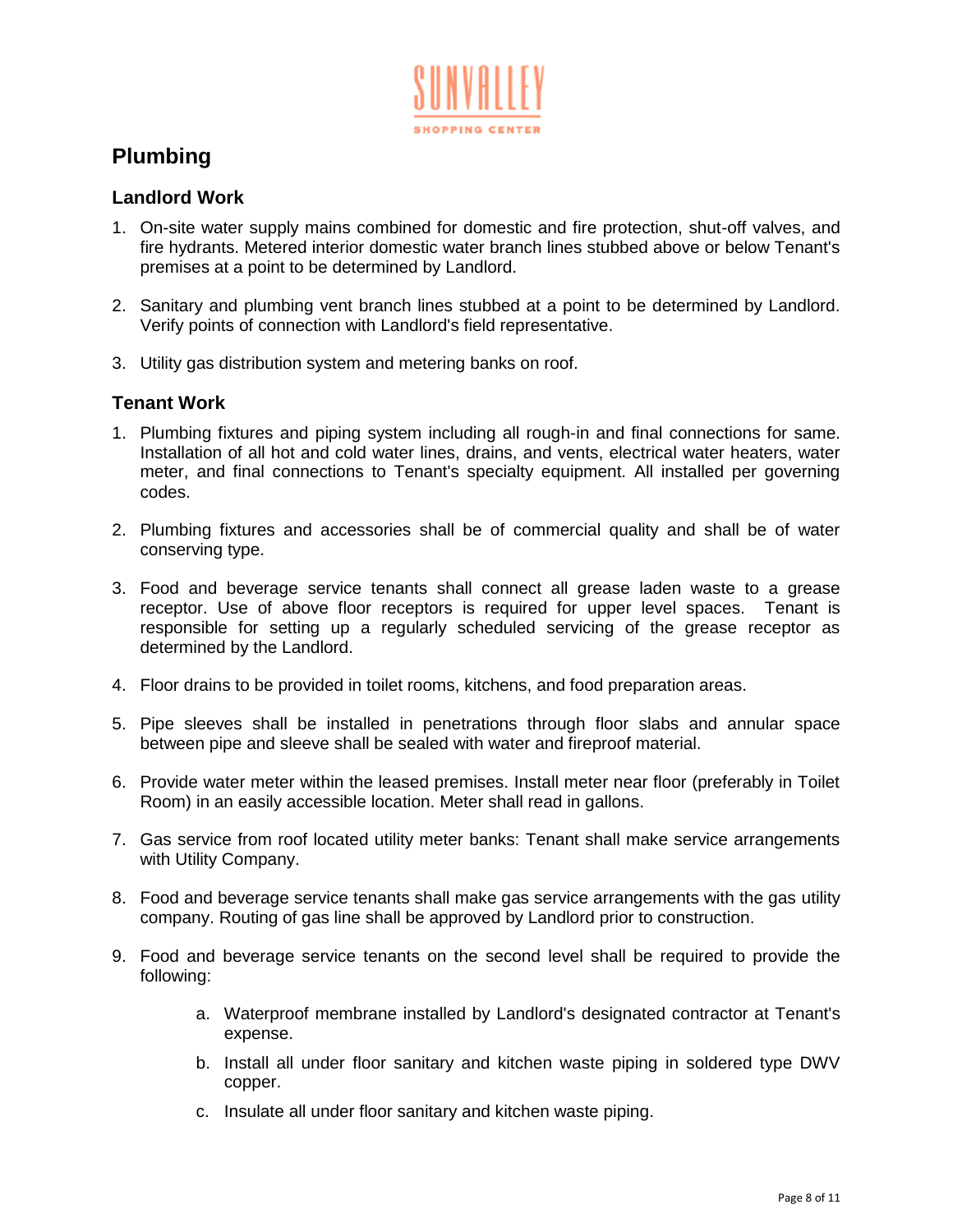# Plumbing

## Landlord Work

1. On-site water supply mains combined for domestic and fire protection, shut-off valves, and fire hydrants. Metered interior domestic water branch lines stubbed above or below Tenant's premises at a point to be determined by Landlord.

2. Sanitary and plumbing vent branch lines stubbed at a point to be determined by Landlord. Verify points of connection with Landlord's field representative.

3. Utility gas distribution system and metering banks on roof.

## Tenant Work

1. Plumbing fixtures and piping system including all rough-in and final connections for same. Installation of all hot and cold water lines, drains, and vents, electrical water heaters, water meter, and final connections to Tenant's specialty equipment. All installed per governing codes.

2. Plumbing fixtures and accessories shall be of commercial quality and shall be of water conserving type.

3. Food and beverage service tenants shall connect all grease laden waste to a grease receptor. Use of above floor receptors is required for upper level spaces. Tenant is responsible for setting up a regularly scheduled servicing of the grease receptor as determined by the Landlord.

4. Floor drains to be provided in toilet rooms, kitchens, and food preparation areas.

5. Pipe sleeves shall be installed in penetrations through floor slabs and annular space between pipe and sleeve shall be sealed with water and fireproof material.

6. Provide water meter within the leased premises. Install meter near floor (preferably in Toilet Room) in an easily accessible location. Meter shall read in gallons.

7. Gas service from roof located utility meter banks: Tenant shall make service arrangements with Utility Company.

8. Food and beverage service tenants shall make gas service arrangements with the gas utility company. Routing of gas line shall be approved by Landlord prior to construction.

9. Food and beverage service tenants on the second level shall be required to provide the following:

    a. Waterproof membrane installed by Landlord's designated contractor at Tenant's expense.

    b. Install all under floor sanitary and kitchen waste piping in soldered type DWV copper.

    c. Insulate all under floor sanitary and kitchen waste piping.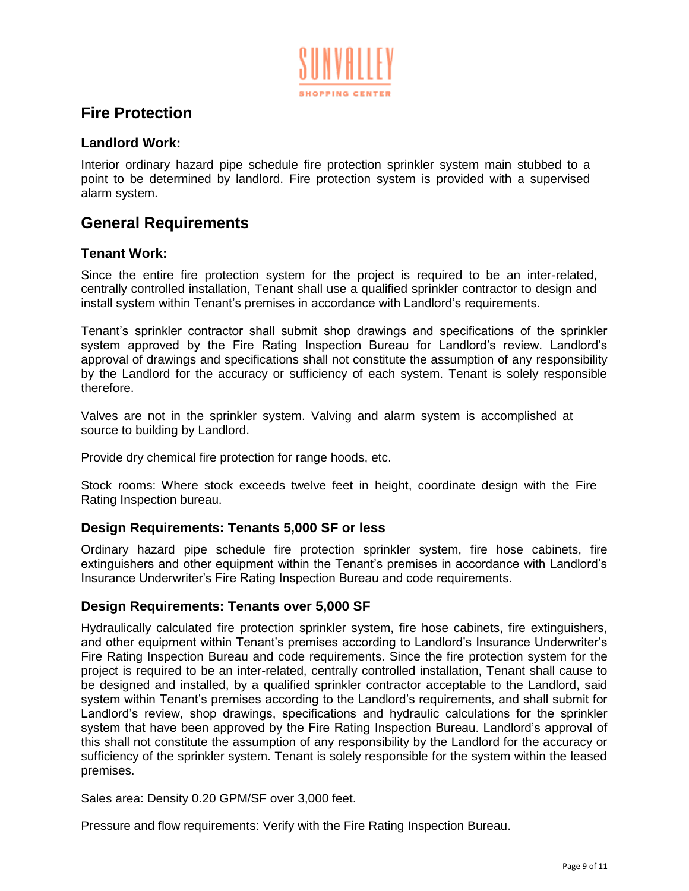## Fire Protection

### Landlord Work:

Interior ordinary hazard pipe schedule fire protection sprinkler system main stubbed to a point to be determined by landlord. Fire protection system is provided with a supervised alarm system.

## General Requirements

### Tenant Work:

Since the entire fire protection system for the project is required to be an inter-related, centrally controlled installation, Tenant shall use a qualified sprinkler contractor to design and install system within Tenant's premises in accordance with Landlord's requirements.

Tenant's sprinkler contractor shall submit shop drawings and specifications of the sprinkler system approved by the Fire Rating Inspection Bureau for Landlord's review. Landlord's approval of drawings and specifications shall not constitute the assumption of any responsibility by the Landlord for the accuracy or sufficiency of each system. Tenant is solely responsible therefore.

Valves are not in the sprinkler system. Valving and alarm system is accomplished at source to building by Landlord.

Provide dry chemical fire protection for range hoods, etc.

Stock rooms: Where stock exceeds twelve feet in height, coordinate design with the Fire Rating Inspection bureau.

### Design Requirements: Tenants 5,000 SF or less

Ordinary hazard pipe schedule fire protection sprinkler system, fire hose cabinets, fire extinguishers and other equipment within the Tenant's premises in accordance with Landlord's Insurance Underwriter's Fire Rating Inspection Bureau and code requirements.

### Design Requirements: Tenants over 5,000 SF

Hydraulically calculated fire protection sprinkler system, fire hose cabinets, fire extinguishers, and other equipment within Tenant's premises according to Landlord's Insurance Underwriter's Fire Rating Inspection Bureau and code requirements. Since the fire protection system for the project is required to be an inter-related, centrally controlled installation, Tenant shall cause to be designed and installed, by a qualified sprinkler contractor acceptable to the Landlord, said system within Tenant's premises according to the Landlord's requirements, and shall submit for Landlord's review, shop drawings, specifications and hydraulic calculations for the sprinkler system that have been approved by the Fire Rating Inspection Bureau. Landlord's approval of this shall not constitute the assumption of any responsibility by the Landlord for the accuracy or sufficiency of the sprinkler system. Tenant is solely responsible for the system within the leased premises.

Sales area: Density 0.20 GPM/SF over 3,000 feet.

Pressure and flow requirements: Verify with the Fire Rating Inspection Bureau.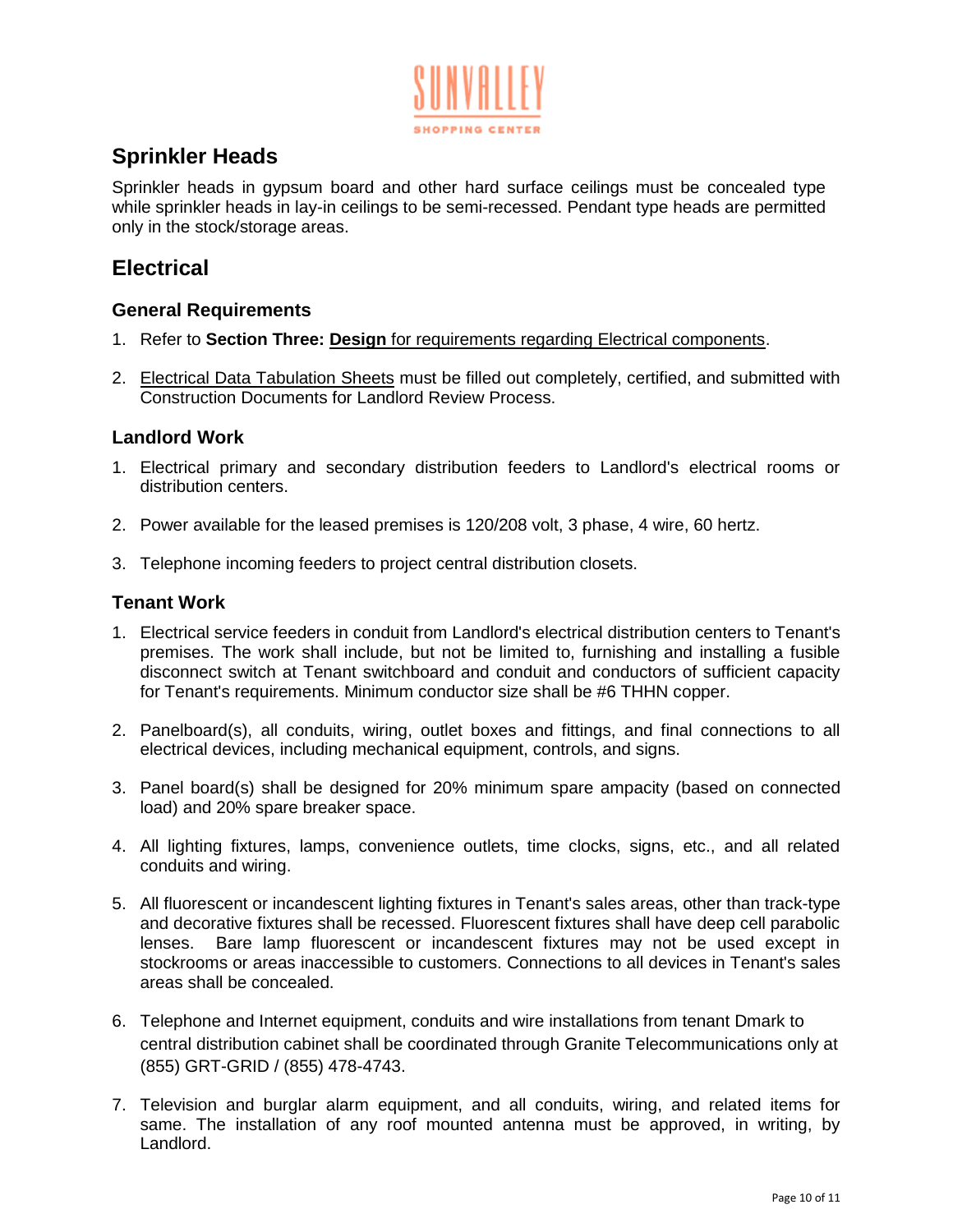## Sprinkler Heads

Sprinkler heads in gypsum board and other hard surface ceilings must be concealed type while sprinkler heads in lay-in ceilings to be semi-recessed. Pendant type heads are permitted only in the stock/storage areas.

## Electrical

### General Requirements

1. Refer to **Section Three: Design** for requirements regarding Electrical components.
2. Electrical Data Tabulation Sheets must be filled out completely, certified, and submitted with Construction Documents for Landlord Review Process.

### Landlord Work

1. Electrical primary and secondary distribution feeders to Landlord's electrical rooms or distribution centers.
2. Power available for the leased premises is 120/208 volt, 3 phase, 4 wire, 60 hertz.
3. Telephone incoming feeders to project central distribution closets.

### Tenant Work

1. Electrical service feeders in conduit from Landlord's electrical distribution centers to Tenant's premises. The work shall include, but not be limited to, furnishing and installing a fusible disconnect switch at Tenant switchboard and conduit and conductors of sufficient capacity for Tenant's requirements. Minimum conductor size shall be #6 THHN copper.
2. Panelboard(s), all conduits, wiring, outlet boxes and fittings, and final connections to all electrical devices, including mechanical equipment, controls, and signs.
3. Panel board(s) shall be designed for 20% minimum spare ampacity (based on connected load) and 20% spare breaker space.
4. All lighting fixtures, lamps, convenience outlets, time clocks, signs, etc., and all related conduits and wiring.
5. All fluorescent or incandescent lighting fixtures in Tenant's sales areas, other than track-type and decorative fixtures shall be recessed. Fluorescent fixtures shall have deep cell parabolic lenses. Bare lamp fluorescent or incandescent fixtures may not be used except in stockrooms or areas inaccessible to customers. Connections to all devices in Tenant's sales areas shall be concealed.
6. Telephone and Internet equipment, conduits and wire installations from tenant Dmark to central distribution cabinet shall be coordinated through Granite Telecommunications only at (855) GRT-GRID / (855) 478-4743.
7. Television and burglar alarm equipment, and all conduits, wiring, and related items for same. The installation of any roof mounted antenna must be approved, in writing, by Landlord.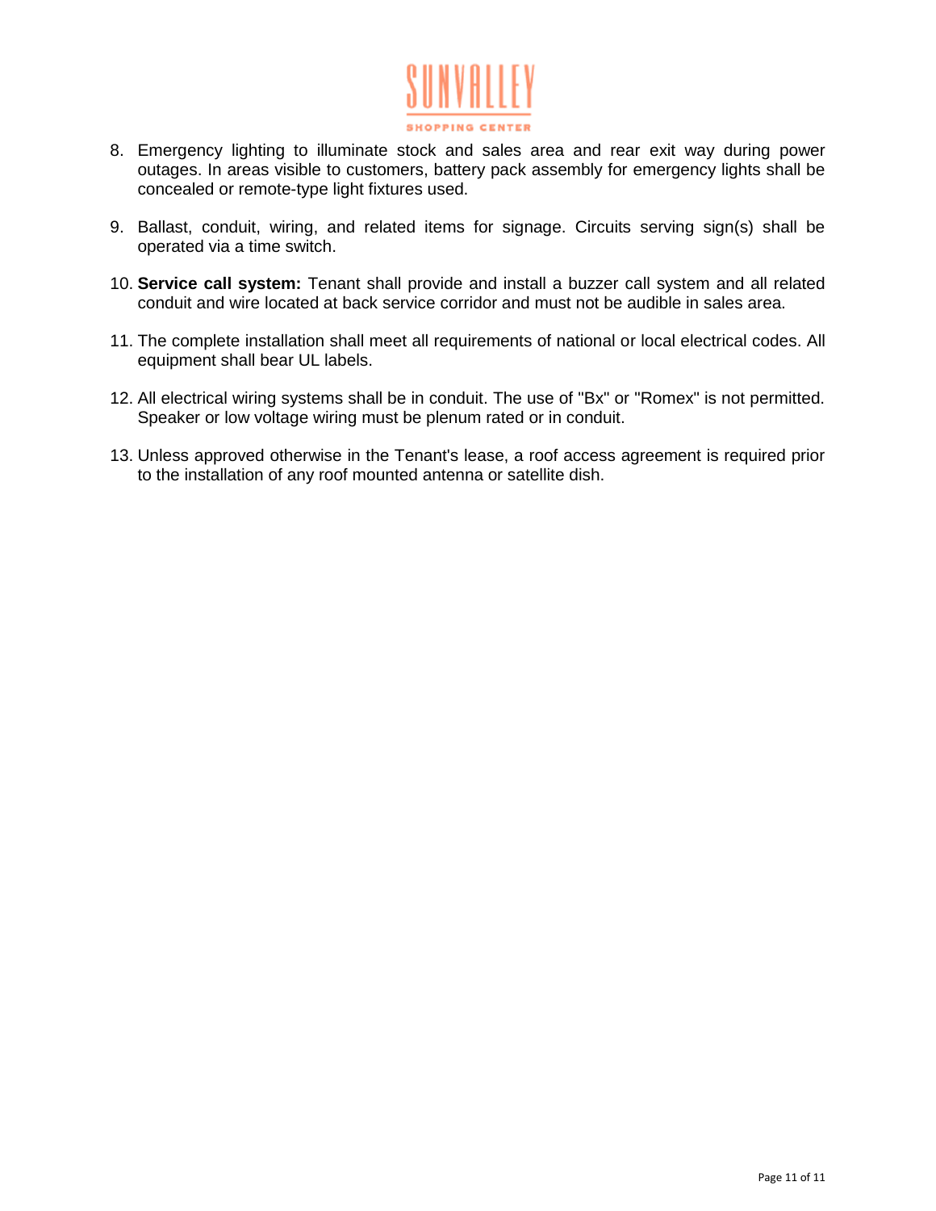8. Emergency lighting to illuminate stock and sales area and rear exit way during power outages. In areas visible to customers, battery pack assembly for emergency lights shall be concealed or remote-type light fixtures used.

9. Ballast, conduit, wiring, and related items for signage. Circuits serving sign(s) shall be operated via a time switch.

10. **Service call system:** Tenant shall provide and install a buzzer call system and all related conduit and wire located at back service corridor and must not be audible in sales area.

11. The complete installation shall meet all requirements of national or local electrical codes. All equipment shall bear UL labels.

12. All electrical wiring systems shall be in conduit. The use of "Bx" or "Romex" is not permitted. Speaker or low voltage wiring must be plenum rated or in conduit.

13. Unless approved otherwise in the Tenant's lease, a roof access agreement is required prior to the installation of any roof mounted antenna or satellite dish.